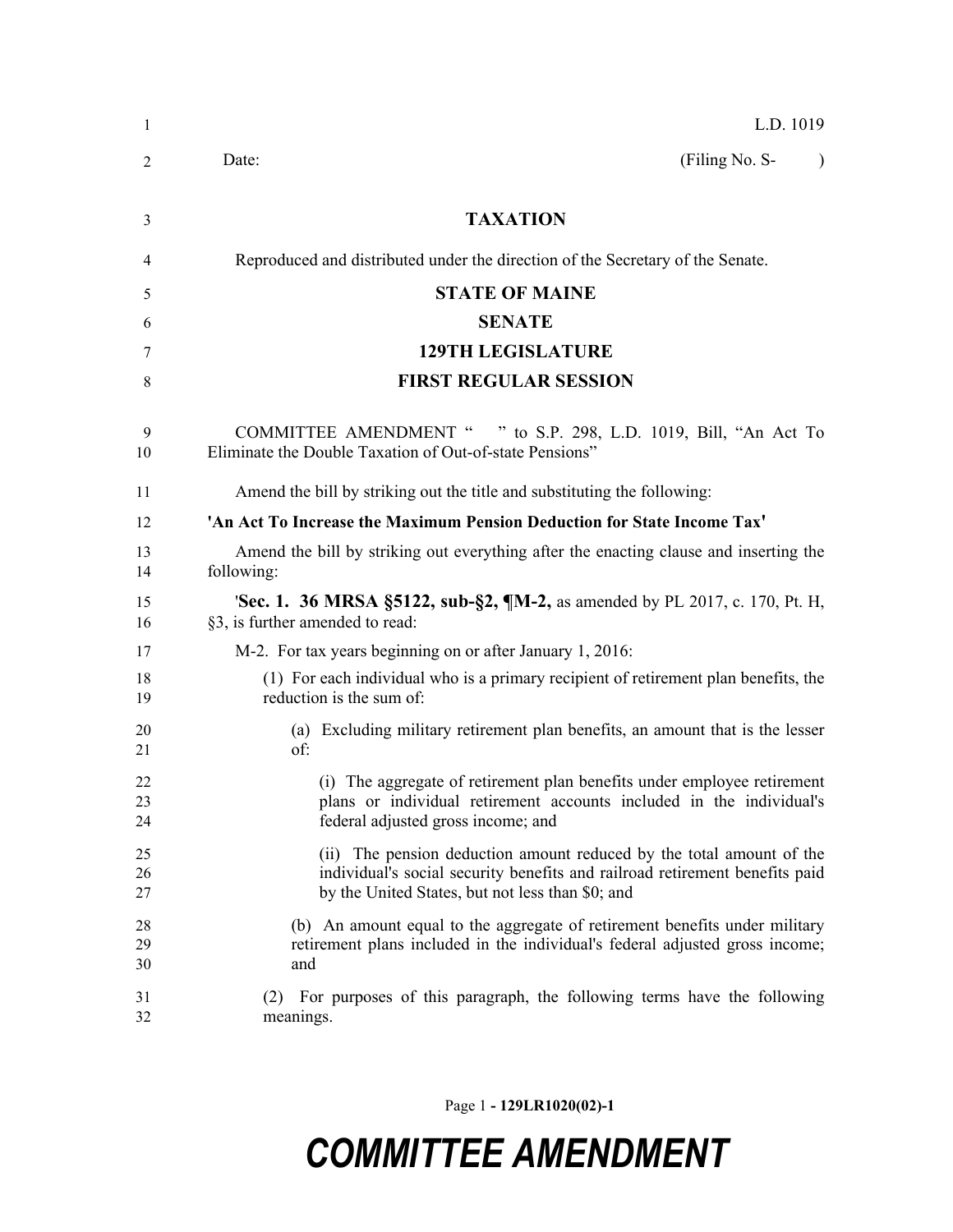L.D. 1019

Date: (Filing No. S- )

## TAXATION

Reproduced and distributed under the direction of the Secretary of the Senate.

## STATE OF MAINE

## SENATE

## 129TH LEGISLATURE

## FIRST REGULAR SESSION

COMMITTEE AMENDMENT " " to S.P. 298, L.D. 1019, Bill, "An Act To Eliminate the Double Taxation of Out-of-state Pensions"

Amend the bill by striking out the title and substituting the following:

**'An Act To Increase the Maximum Pension Deduction for State Income Tax'**

Amend the bill by striking out everything after the enacting clause and inserting the following:

'**Sec. 1. 36 MRSA §5122, sub-§2, ¶M-2,** as amended by PL 2017, c. 170, Pt. H, §3, is further amended to read:

M-2. For tax years beginning on or after January 1, 2016:

(1) For each individual who is a primary recipient of retirement plan benefits, the reduction is the sum of:

(a) Excluding military retirement plan benefits, an amount that is the lesser of:

(i) The aggregate of retirement plan benefits under employee retirement plans or individual retirement accounts included in the individual's federal adjusted gross income; and

(ii) The pension deduction amount reduced by the total amount of the individual's social security benefits and railroad retirement benefits paid by the United States, but not less than $0; and

(b) An amount equal to the aggregate of retirement benefits under military retirement plans included in the individual's federal adjusted gross income; and

(2) For purposes of this paragraph, the following terms have the following meanings.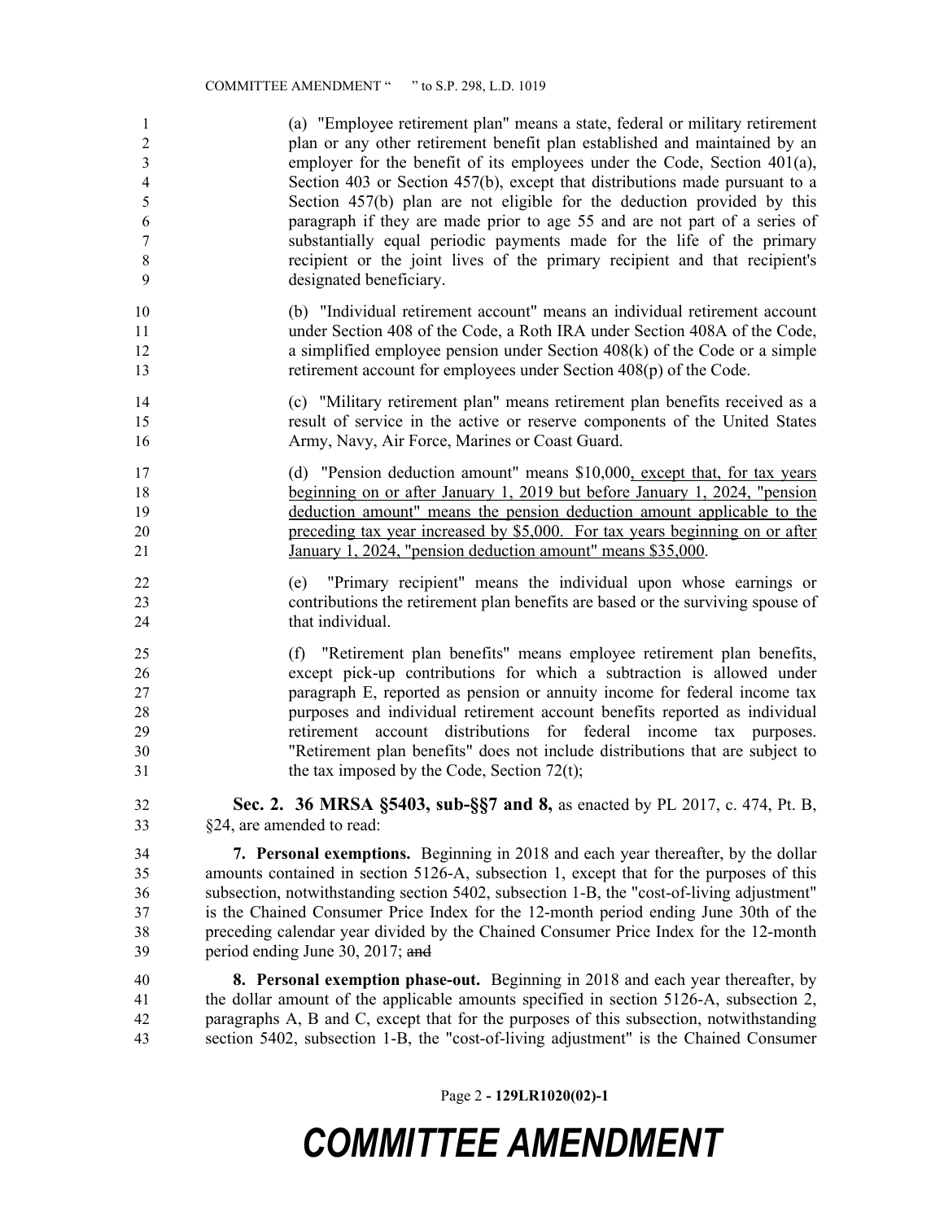(a) "Employee retirement plan" means a state, federal or military retirement plan or any other retirement benefit plan established and maintained by an employer for the benefit of its employees under the Code, Section 401(a), Section 403 or Section 457(b), except that distributions made pursuant to a Section 457(b) plan are not eligible for the deduction provided by this paragraph if they are made prior to age 55 and are not part of a series of substantially equal periodic payments made for the life of the primary recipient or the joint lives of the primary recipient and that recipient's designated beneficiary.

(b) "Individual retirement account" means an individual retirement account under Section 408 of the Code, a Roth IRA under Section 408A of the Code, a simplified employee pension under Section 408(k) of the Code or a simple retirement account for employees under Section 408(p) of the Code.

(c) "Military retirement plan" means retirement plan benefits received as a result of service in the active or reserve components of the United States Army, Navy, Air Force, Marines or Coast Guard.

(d) "Pension deduction amount" means $10,000, except that, for tax years beginning on or after January 1, 2019 but before January 1, 2024, "pension deduction amount" means the pension deduction amount applicable to the preceding tax year increased by $5,000. For tax years beginning on or after January 1, 2024, "pension deduction amount" means $35,000.

(e) "Primary recipient" means the individual upon whose earnings or contributions the retirement plan benefits are based or the surviving spouse of that individual.

(f) "Retirement plan benefits" means employee retirement plan benefits, except pick-up contributions for which a subtraction is allowed under paragraph E, reported as pension or annuity income for federal income tax purposes and individual retirement account benefits reported as individual retirement account distributions for federal income tax purposes. "Retirement plan benefits" does not include distributions that are subject to the tax imposed by the Code, Section 72(t);

**Sec. 2. 36 MRSA §5403, sub-§§7 and 8,** as enacted by PL 2017, c. 474, Pt. B, §24, are amended to read:

**7. Personal exemptions.** Beginning in 2018 and each year thereafter, by the dollar amounts contained in section 5126-A, subsection 1, except that for the purposes of this subsection, notwithstanding section 5402, subsection 1-B, the "cost-of-living adjustment" is the Chained Consumer Price Index for the 12-month period ending June 30th of the preceding calendar year divided by the Chained Consumer Price Index for the 12-month period ending June 30, 2017; ~~and~~

**8. Personal exemption phase-out.** Beginning in 2018 and each year thereafter, by the dollar amount of the applicable amounts specified in section 5126-A, subsection 2, paragraphs A, B and C, except that for the purposes of this subsection, notwithstanding section 5402, subsection 1-B, the "cost-of-living adjustment" is the Chained Consumer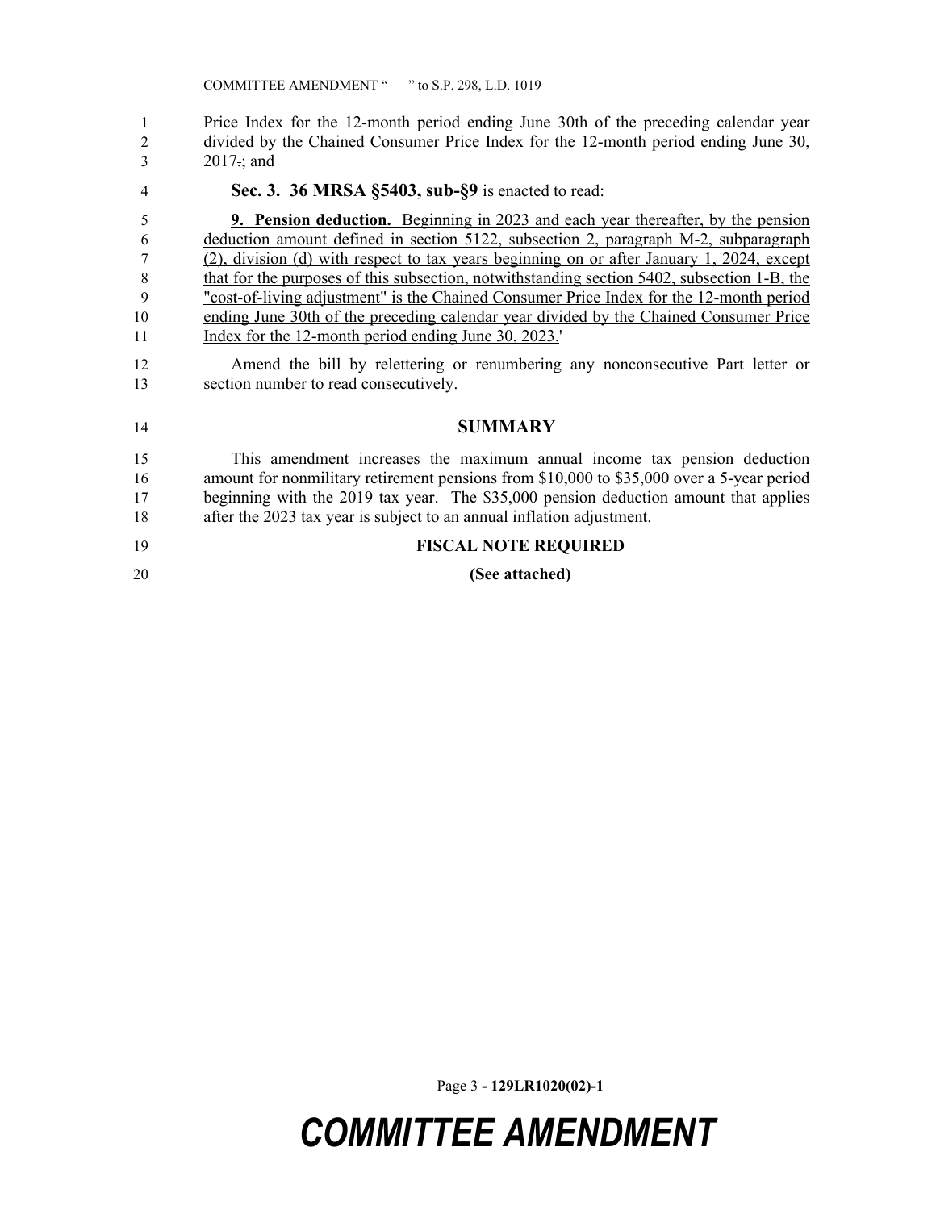Price Index for the 12-month period ending June 30th of the preceding calendar year divided by the Chained Consumer Price Index for the 12-month period ending June 30, 2017.; and

**Sec. 3. 36 MRSA §5403, sub-§9** is enacted to read:

**9. Pension deduction.** Beginning in 2023 and each year thereafter, by the pension deduction amount defined in section 5122, subsection 2, paragraph M-2, subparagraph (2), division (d) with respect to tax years beginning on or after January 1, 2024, except that for the purposes of this subsection, notwithstanding section 5402, subsection 1-B, the "cost-of-living adjustment" is the Chained Consumer Price Index for the 12-month period ending June 30th of the preceding calendar year divided by the Chained Consumer Price Index for the 12-month period ending June 30, 2023.'

Amend the bill by relettering or renumbering any nonconsecutive Part letter or section number to read consecutively.

## SUMMARY

This amendment increases the maximum annual income tax pension deduction amount for nonmilitary retirement pensions from $10,000 to $35,000 over a 5-year period beginning with the 2019 tax year. The $35,000 pension deduction amount that applies after the 2023 tax year is subject to an annual inflation adjustment.

**FISCAL NOTE REQUIRED**

**(See attached)**

# COMMITTEE AMENDMENT